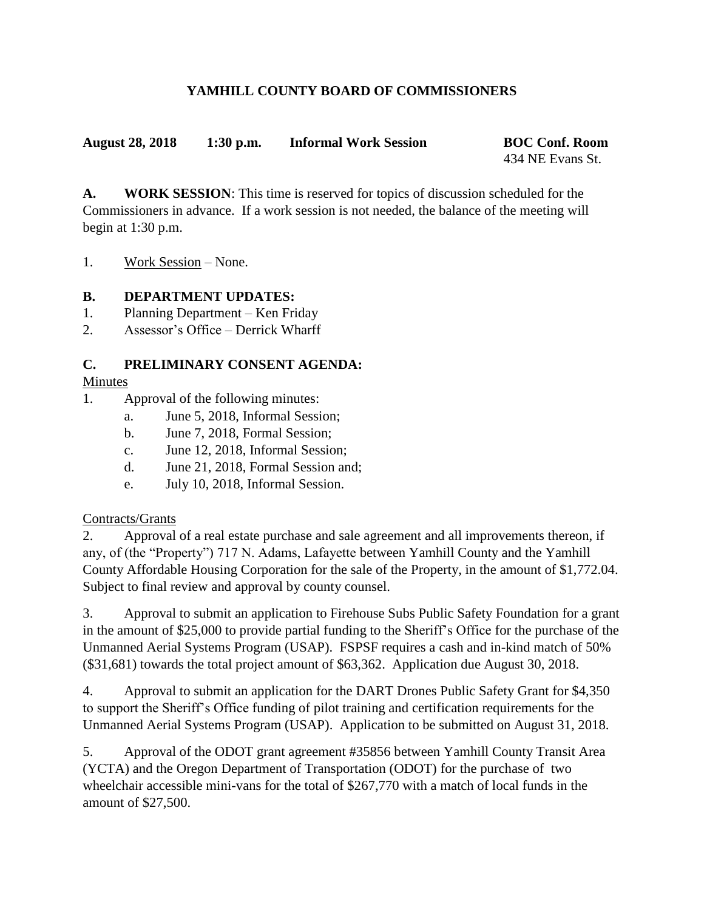# YAMHILL COUNTY BOARD OF COMMISSIONERS

**August 28, 2018 1:30 p.m. Informal Work Session BOC Conf. Room**
434 NE Evans St.

**A. WORK SESSION**: This time is reserved for topics of discussion scheduled for the Commissioners in advance. If a work session is not needed, the balance of the meeting will begin at 1:30 p.m.

1. Work Session – None.

**B. DEPARTMENT UPDATES:**

1. Planning Department – Ken Friday
2. Assessor's Office – Derrick Wharff

**C. PRELIMINARY CONSENT AGENDA:**

Minutes

1. Approval of the following minutes:
   a. June 5, 2018, Informal Session;
   b. June 7, 2018, Formal Session;
   c. June 12, 2018, Informal Session;
   d. June 21, 2018, Formal Session and;
   e. July 10, 2018, Informal Session.

Contracts/Grants

2. Approval of a real estate purchase and sale agreement and all improvements thereon, if any, of (the "Property") 717 N. Adams, Lafayette between Yamhill County and the Yamhill County Affordable Housing Corporation for the sale of the Property, in the amount of $1,772.04. Subject to final review and approval by county counsel.

3. Approval to submit an application to Firehouse Subs Public Safety Foundation for a grant in the amount of $25,000 to provide partial funding to the Sheriff's Office for the purchase of the Unmanned Aerial Systems Program (USAP). FSPSF requires a cash and in-kind match of 50% ($31,681) towards the total project amount of $63,362. Application due August 30, 2018.

4. Approval to submit an application for the DART Drones Public Safety Grant for $4,350 to support the Sheriff's Office funding of pilot training and certification requirements for the Unmanned Aerial Systems Program (USAP). Application to be submitted on August 31, 2018.

5. Approval of the ODOT grant agreement #35856 between Yamhill County Transit Area (YCTA) and the Oregon Department of Transportation (ODOT) for the purchase of two wheelchair accessible mini-vans for the total of $267,770 with a match of local funds in the amount of $27,500.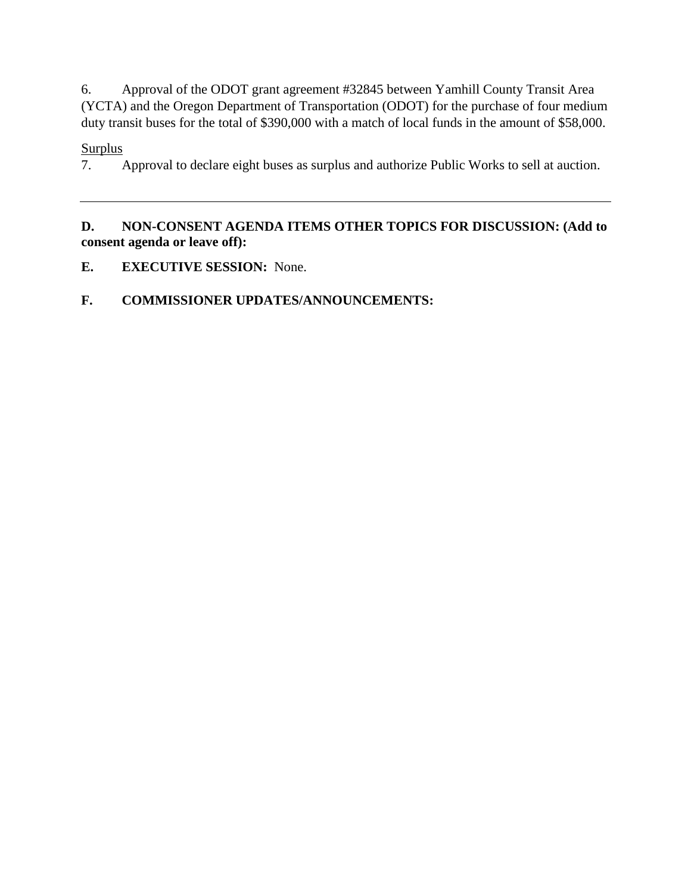6. Approval of the ODOT grant agreement #32845 between Yamhill County Transit Area (YCTA) and the Oregon Department of Transportation (ODOT) for the purchase of four medium duty transit buses for the total of $390,000 with a match of local funds in the amount of $58,000.

<u>Surplus</u>

7. Approval to declare eight buses as surplus and authorize Public Works to sell at auction.

---

**D. NON-CONSENT AGENDA ITEMS OTHER TOPICS FOR DISCUSSION: (Add to consent agenda or leave off):**

**E. EXECUTIVE SESSION:** None.

**F. COMMISSIONER UPDATES/ANNOUNCEMENTS:**